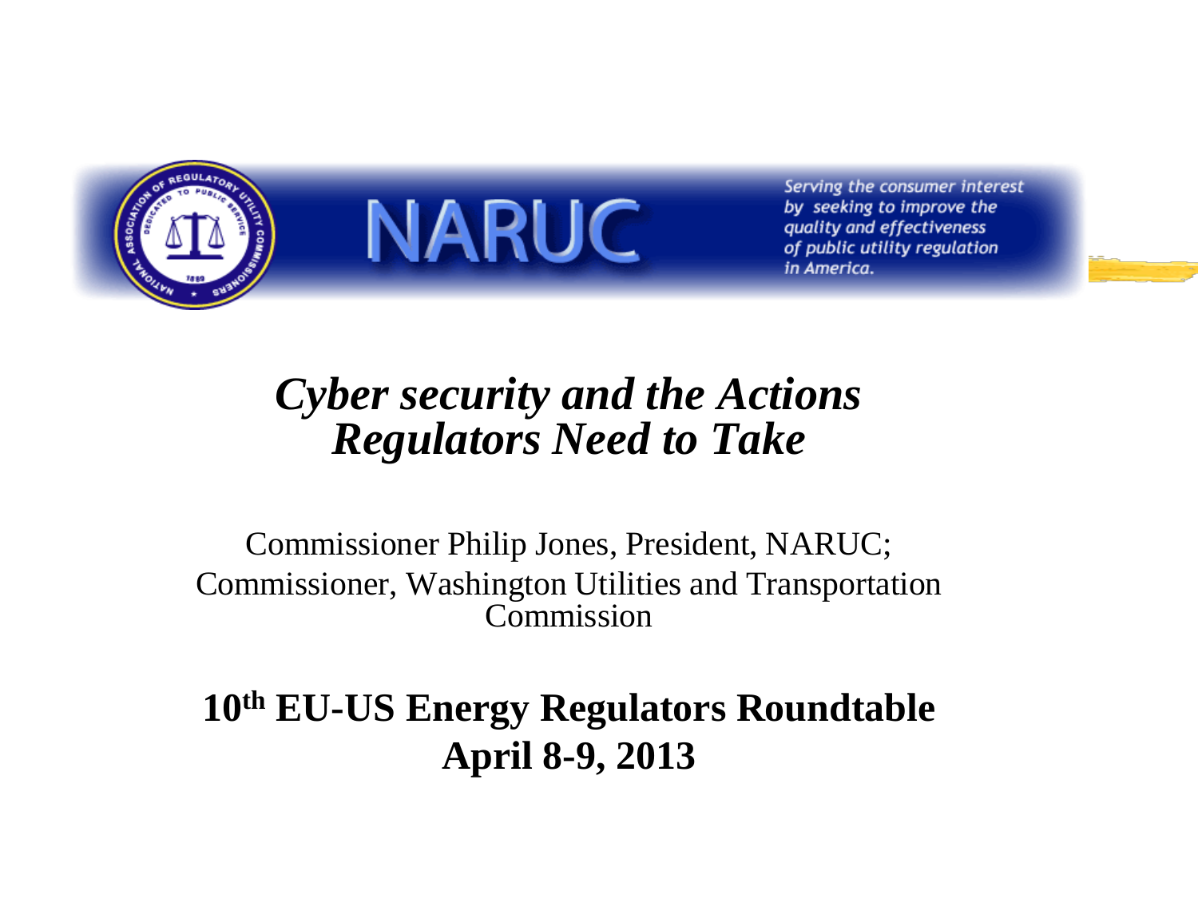NARUC

*Serving the consumer interest by seeking to improve the quality and effectiveness of public utility regulation in America.*

# *Cyber security and the Actions Regulators Need to Take*

Commissioner Philip Jones, President, NARUC;
Commissioner, Washington Utilities and Transportation Commission

**10th EU-US Energy Regulators Roundtable**
**April 8-9, 2013**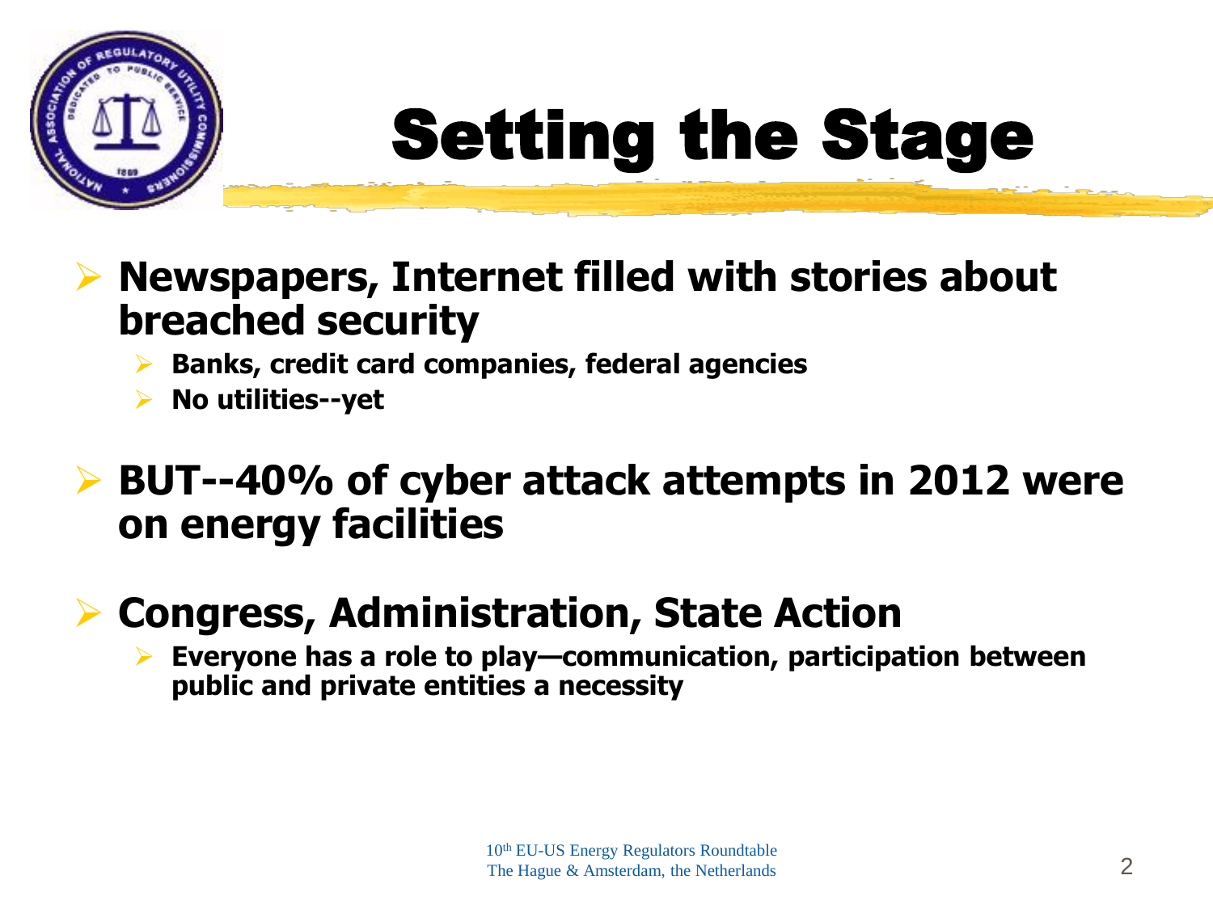# Setting the Stage

- **Newspapers, Internet filled with stories about breached security**
  - **Banks, credit card companies, federal agencies**
  - **No utilities--yet**
- **BUT--40% of cyber attack attempts in 2012 were on energy facilities**
- **Congress, Administration, State Action**
  - **Everyone has a role to play—communication, participation between public and private entities a necessity**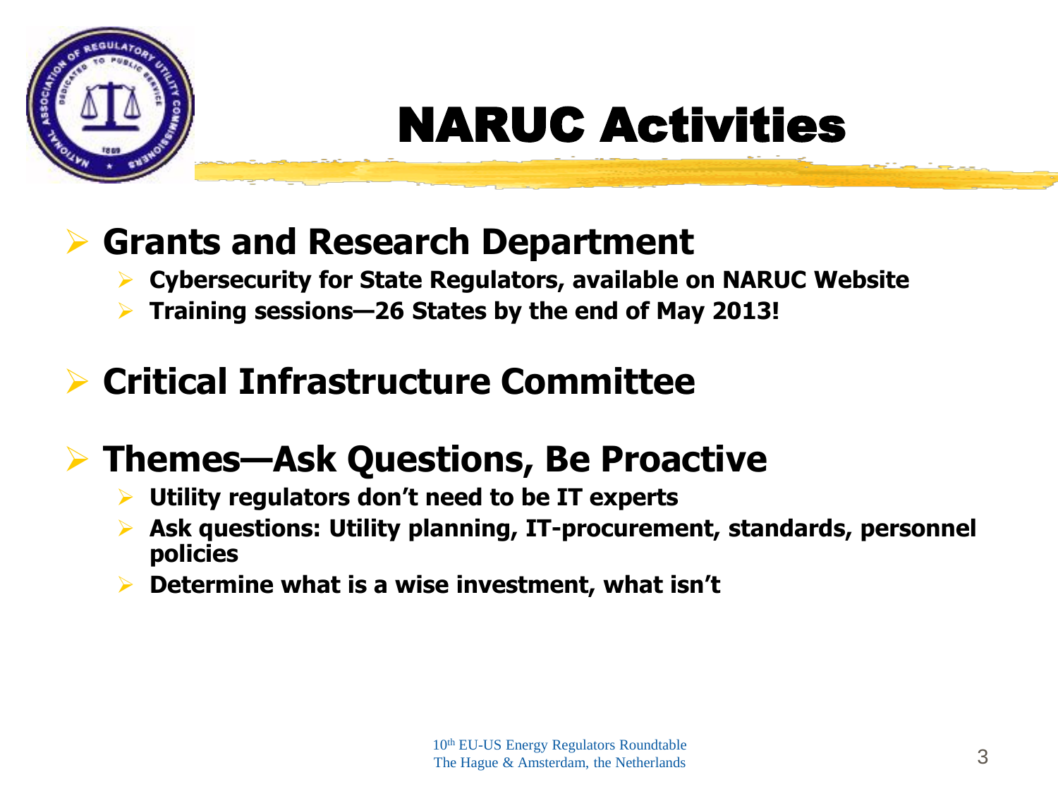# NARUC Activities

- **Grants and Research Department**
  - **Cybersecurity for State Regulators, available on NARUC Website**
  - **Training sessions—26 States by the end of May 2013!**
- **Critical Infrastructure Committee**
- **Themes—Ask Questions, Be Proactive**
  - **Utility regulators don't need to be IT experts**
  - **Ask questions: Utility planning, IT-procurement, standards, personnel policies**
  - **Determine what is a wise investment, what isn't**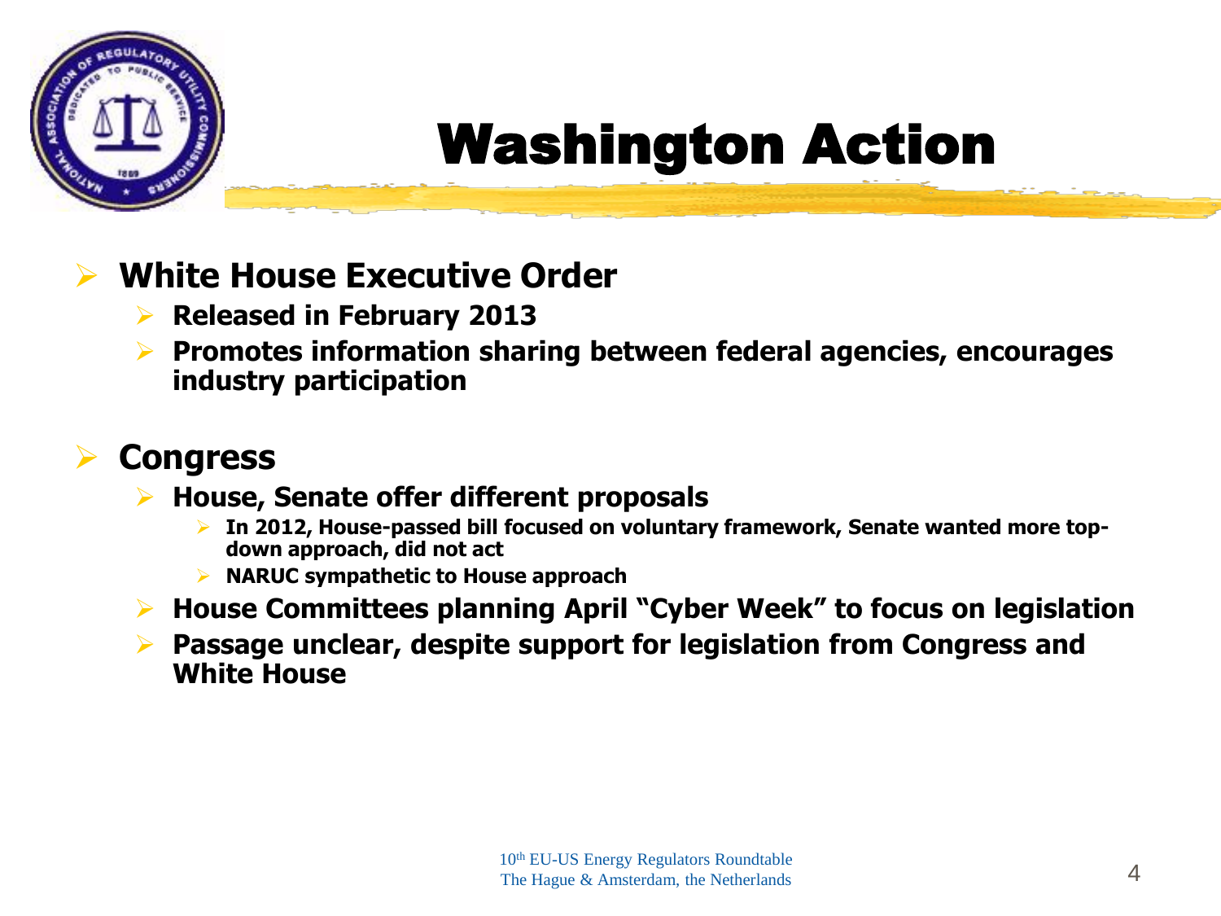# Washington Action

- **White House Executive Order**
  - **Released in February 2013**
  - **Promotes information sharing between federal agencies, encourages industry participation**

- **Congress**
  - **House, Senate offer different proposals**
    - **In 2012, House-passed bill focused on voluntary framework, Senate wanted more top-down approach, did not act**
    - **NARUC sympathetic to House approach**
  - **House Committees planning April "Cyber Week" to focus on legislation**
  - **Passage unclear, despite support for legislation from Congress and White House**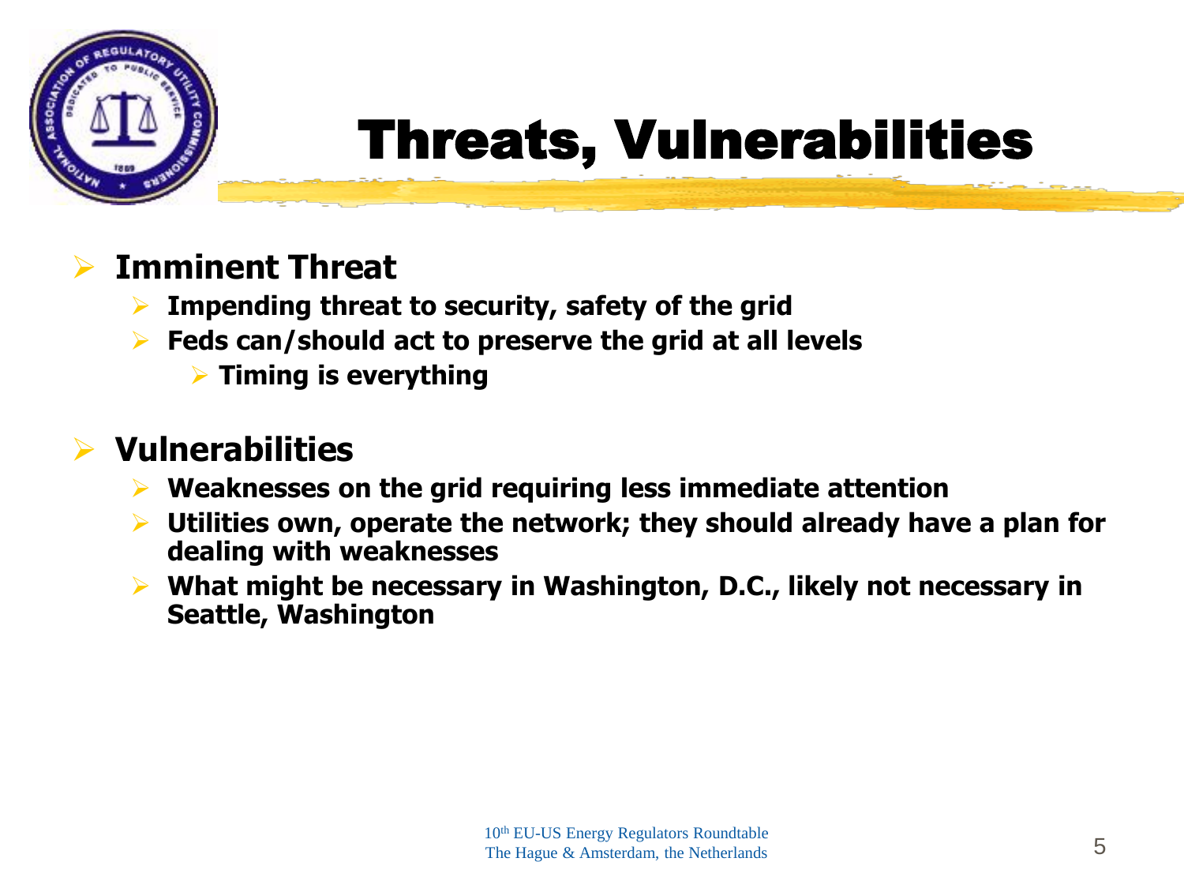# Threats, Vulnerabilities

- **Imminent Threat**
  - **Impending threat to security, safety of the grid**
  - **Feds can/should act to preserve the grid at all levels**
    - **Timing is everything**

- **Vulnerabilities**
  - **Weaknesses on the grid requiring less immediate attention**
  - **Utilities own, operate the network; they should already have a plan for dealing with weaknesses**
  - **What might be necessary in Washington, D.C., likely not necessary in Seattle, Washington**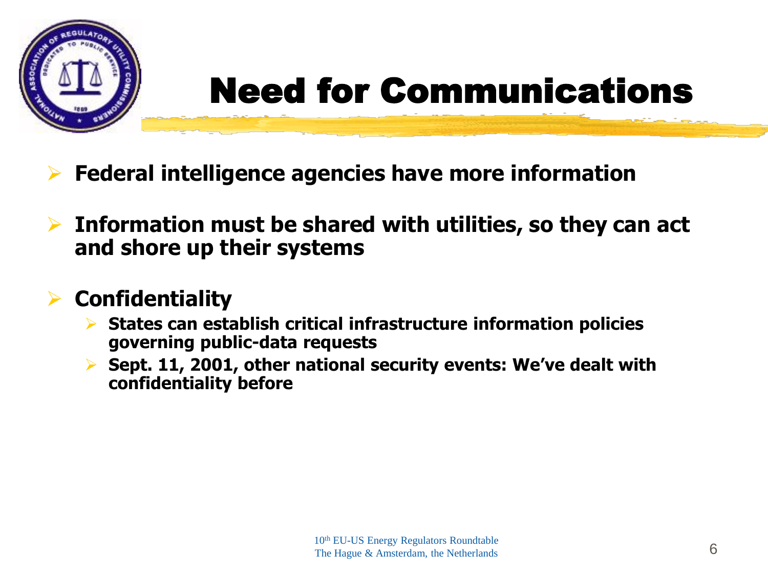# Need for Communications

- **Federal intelligence agencies have more information**
- **Information must be shared with utilities, so they can act and shore up their systems**
- **Confidentiality**
  - **States can establish critical infrastructure information policies governing public-data requests**
  - **Sept. 11, 2001, other national security events: We've dealt with confidentiality before**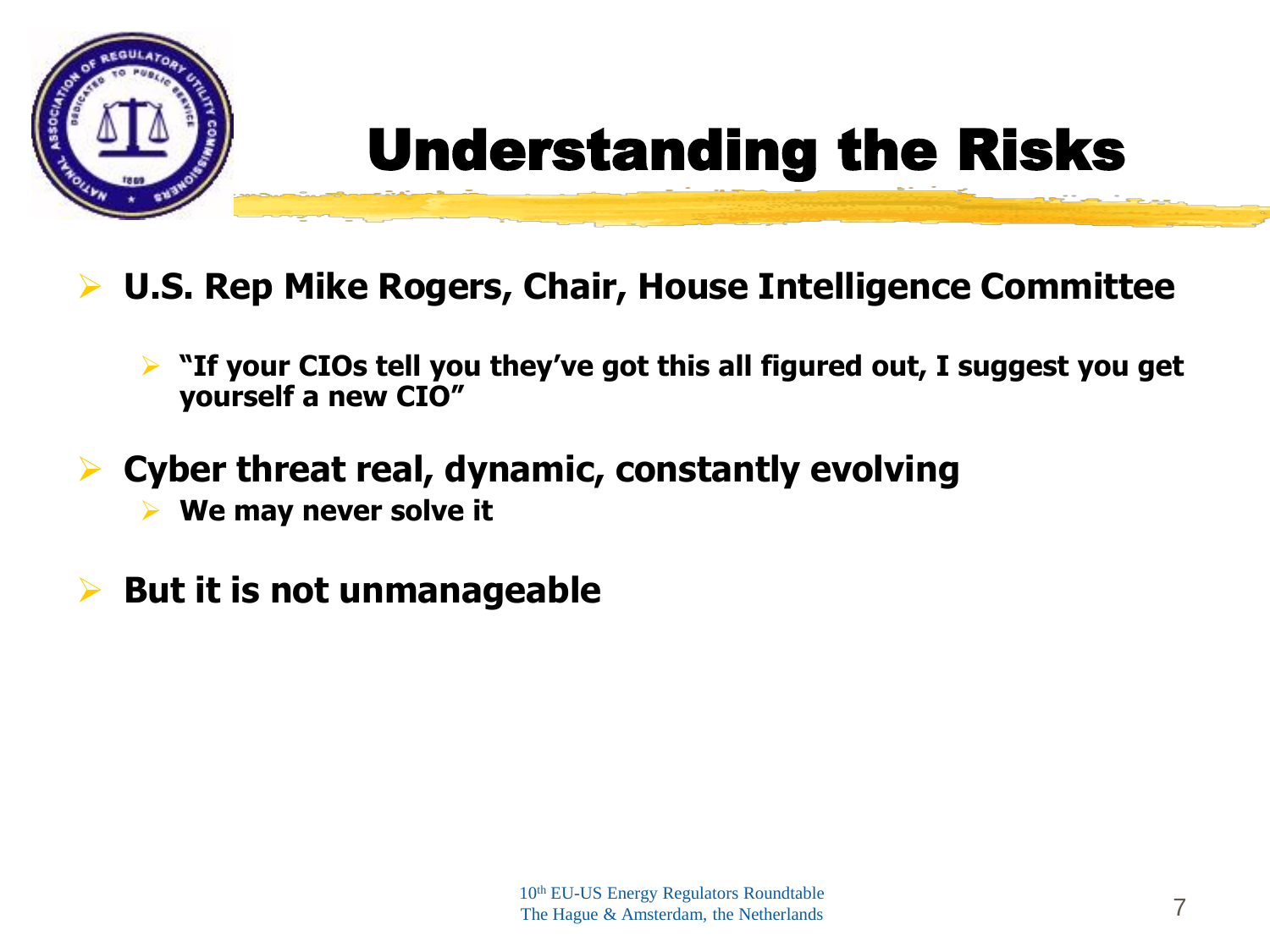# Understanding the Risks

- **U.S. Rep Mike Rogers, Chair, House Intelligence Committee**
  - **"If your CIOs tell you they've got this all figured out, I suggest you get yourself a new CIO"**
- **Cyber threat real, dynamic, constantly evolving**
  - **We may never solve it**
- **But it is not unmanageable**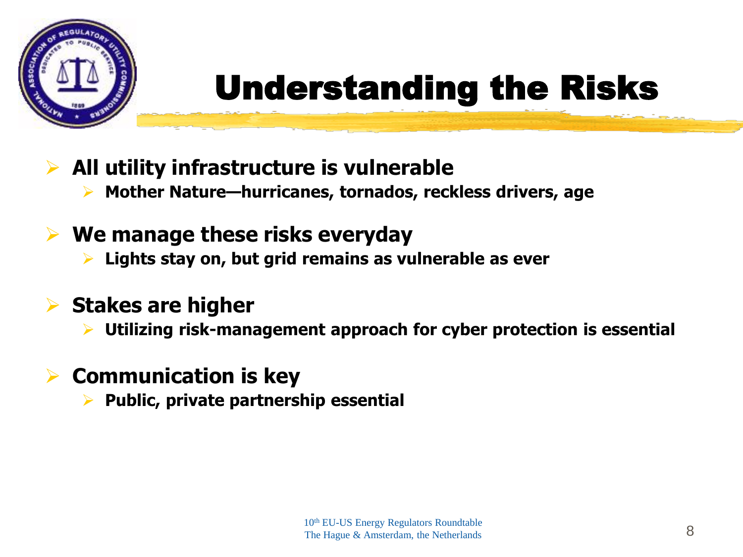# Understanding the Risks

- **All utility infrastructure is vulnerable**
  - **Mother Nature—hurricanes, tornados, reckless drivers, age**
- **We manage these risks everyday**
  - **Lights stay on, but grid remains as vulnerable as ever**
- **Stakes are higher**
  - **Utilizing risk-management approach for cyber protection is essential**
- **Communication is key**
  - **Public, private partnership essential**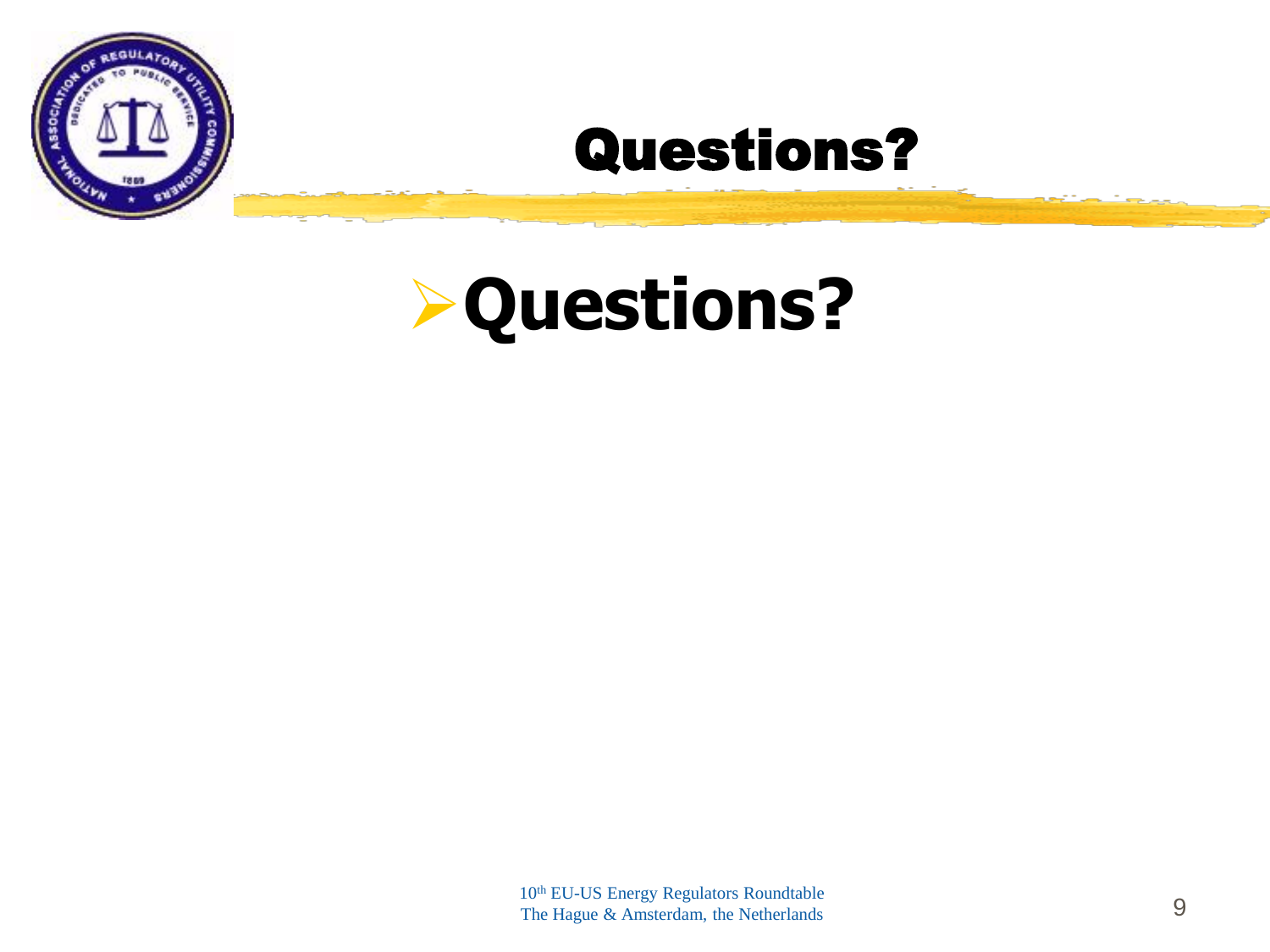# Questions?

- **Questions?**